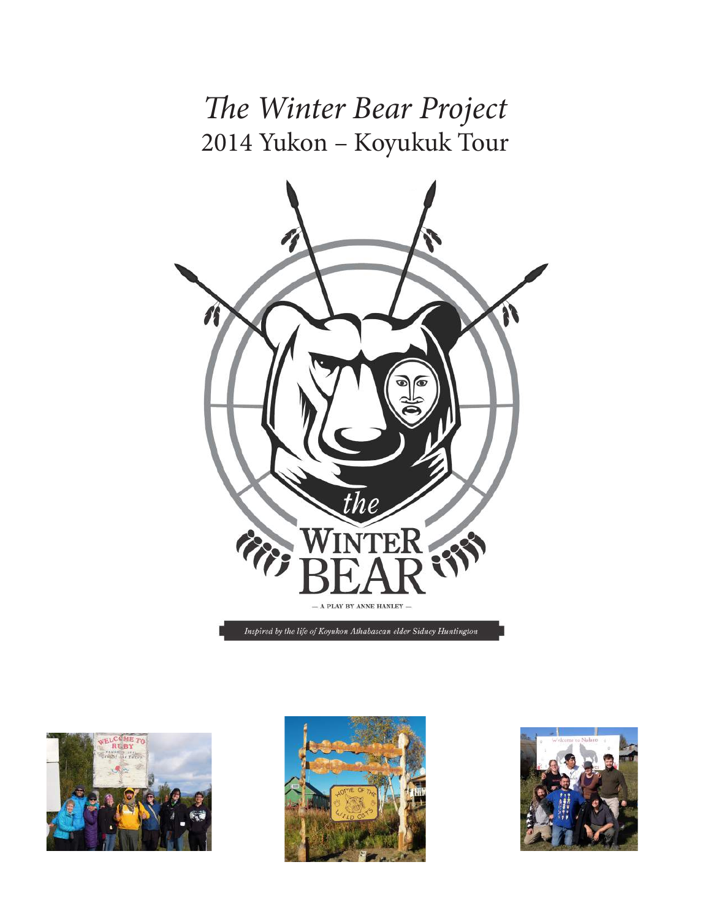# *The Winter Bear Project*
## 2014 Yukon – Koyukuk Tour

the WINTER BEAR

— A PLAY BY ANNE HANLEY —

*Inspired by the life of Koyukon Athabascan elder Sidney Huntington*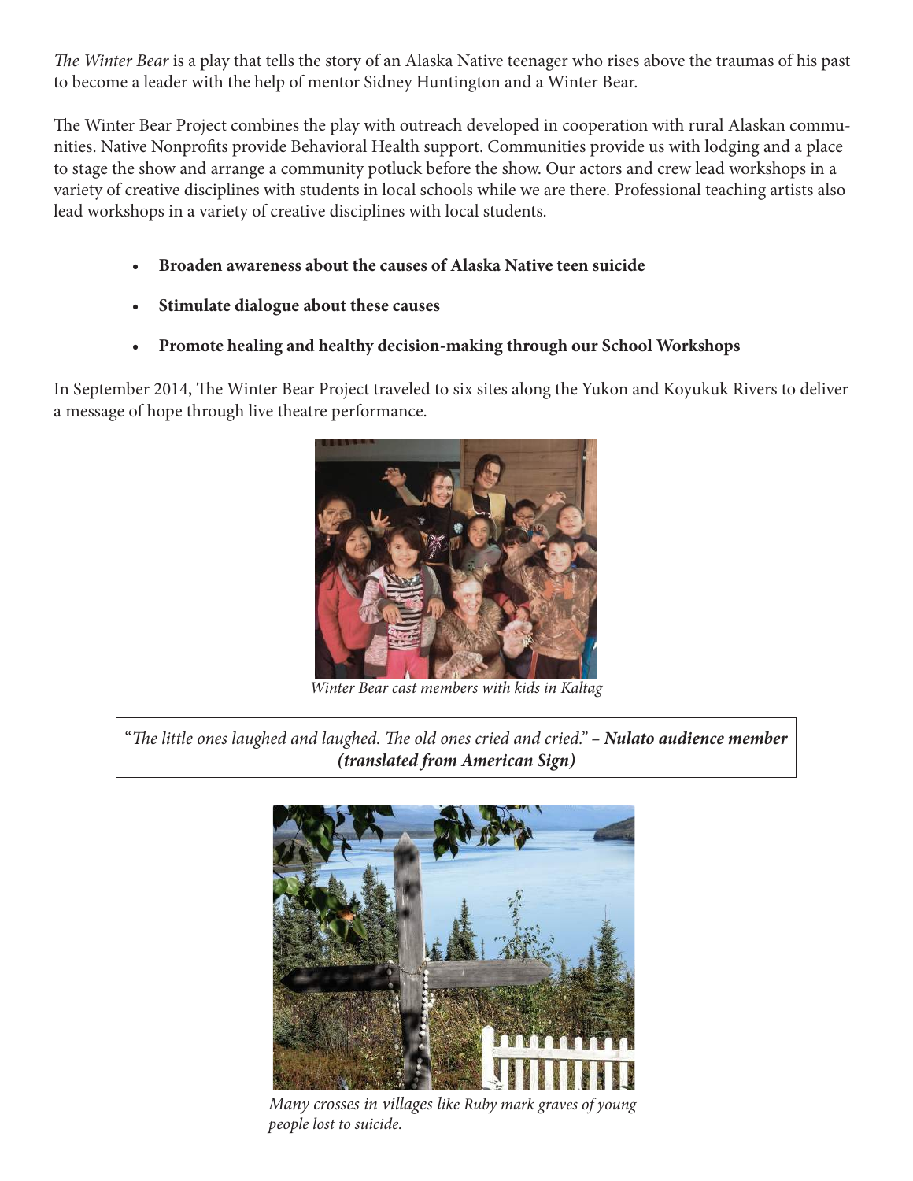*The Winter Bear* is a play that tells the story of an Alaska Native teenager who rises above the traumas of his past to become a leader with the help of mentor Sidney Huntington and a Winter Bear.

The Winter Bear Project combines the play with outreach developed in cooperation with rural Alaskan communities. Native Nonprofits provide Behavioral Health support. Communities provide us with lodging and a place to stage the show and arrange a community potluck before the show. Our actors and crew lead workshops in a variety of creative disciplines with students in local schools while we are there. Professional teaching artists also lead workshops in a variety of creative disciplines with local students.

- **Broaden awareness about the causes of Alaska Native teen suicide**
- **Stimulate dialogue about these causes**
- **Promote healing and healthy decision-making through our School Workshops**

In September 2014, The Winter Bear Project traveled to six sites along the Yukon and Koyukuk Rivers to deliver a message of hope through live theatre performance.

*Winter Bear cast members with kids in Kaltag*

"*The little ones laughed and laughed. The old ones cried and cried.*" – ***Nulato audience member (translated from American Sign)***

*Many crosses in villages like Ruby mark graves of young people lost to suicide.*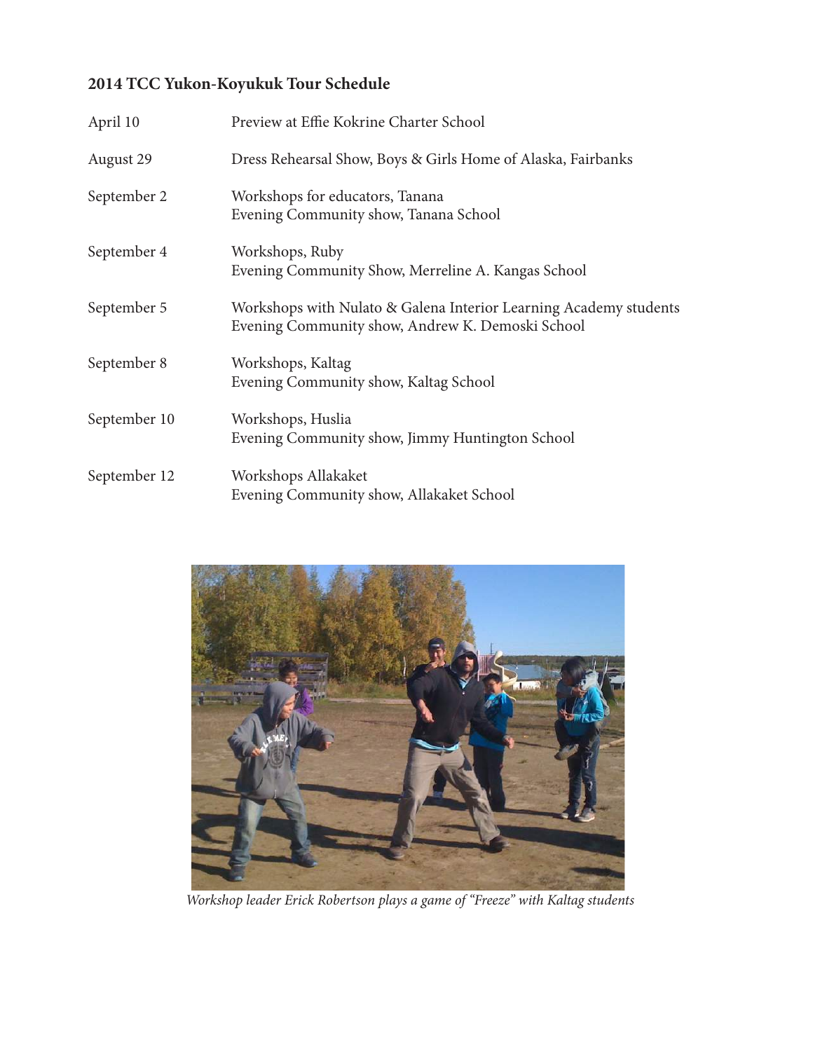## 2014 TCC Yukon-Koyukuk Tour Schedule

| | |
|---|---|
| April 10 | Preview at Effie Kokrine Charter School |
| August 29 | Dress Rehearsal Show, Boys & Girls Home of Alaska, Fairbanks |
| September 2 | Workshops for educators, Tanana<br>Evening Community show, Tanana School |
| September 4 | Workshops, Ruby<br>Evening Community Show, Merreline A. Kangas School |
| September 5 | Workshops with Nulato & Galena Interior Learning Academy students<br>Evening Community show, Andrew K. Demoski School |
| September 8 | Workshops, Kaltag<br>Evening Community show, Kaltag School |
| September 10 | Workshops, Huslia<br>Evening Community show, Jimmy Huntington School |
| September 12 | Workshops Allakaket<br>Evening Community show, Allakaket School |

*Workshop leader Erick Robertson plays a game of "Freeze" with Kaltag students*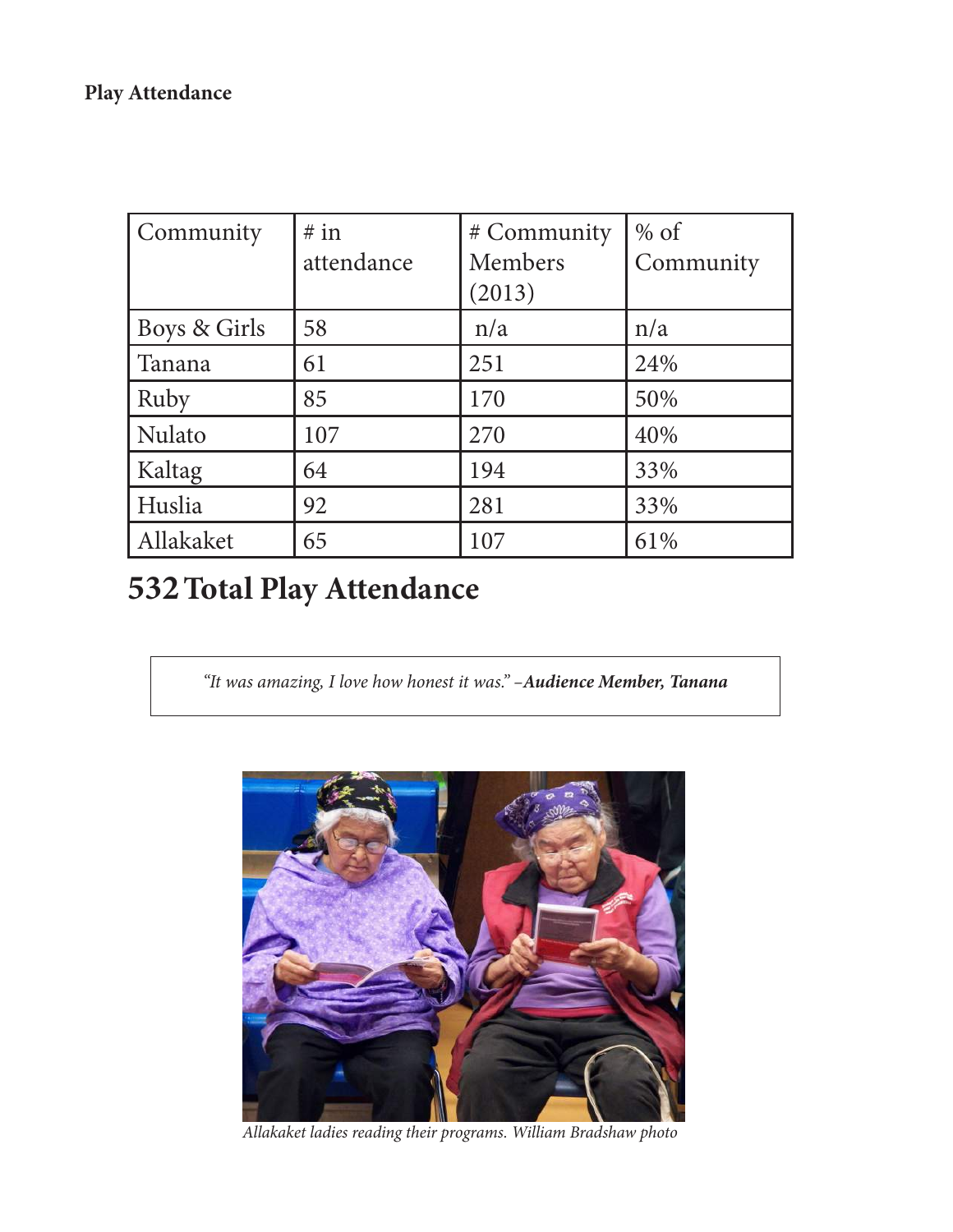**Play Attendance**

| Community | # in attendance | # Community Members (2013) | % of Community |
|---|---|---|---|
| Boys & Girls | 58 | n/a | n/a |
| Tanana | 61 | 251 | 24% |
| Ruby | 85 | 170 | 50% |
| Nulato | 107 | 270 | 40% |
| Kaltag | 64 | 194 | 33% |
| Huslia | 92 | 281 | 33% |
| Allakaket | 65 | 107 | 61% |

## 532 Total Play Attendance

*"It was amazing, I love how honest it was."* –***Audience Member, Tanana***

*Allakaket ladies reading their programs. William Bradshaw photo*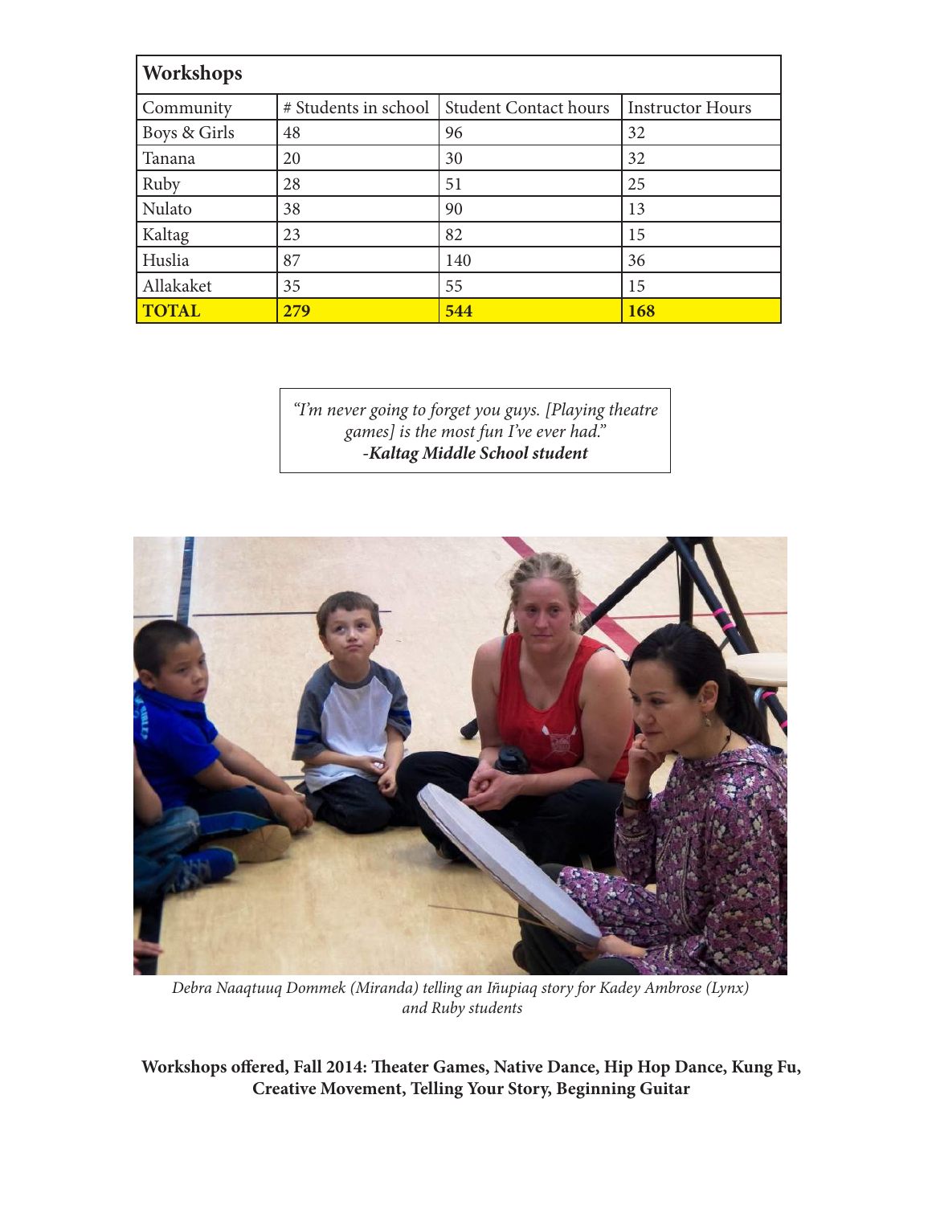| Workshops | | | |
| --- | --- | --- | --- |
| Community | # Students in school | Student Contact hours | Instructor Hours |
| Boys & Girls | 48 | 96 | 32 |
| Tanana | 20 | 30 | 32 |
| Ruby | 28 | 51 | 25 |
| Nulato | 38 | 90 | 13 |
| Kaltag | 23 | 82 | 15 |
| Huslia | 87 | 140 | 36 |
| Allakaket | 35 | 55 | 15 |
| **TOTAL** | **279** | **544** | **168** |

> *"I'm never going to forget you guys. [Playing theatre games] is the most fun I've ever had."*
> ***-Kaltag Middle School student***

*Debra Naaqtuuq Dommek (Miranda) telling an Iñupiaq story for Kadey Ambrose (Lynx) and Ruby students*

**Workshops offered, Fall 2014: Theater Games, Native Dance, Hip Hop Dance, Kung Fu, Creative Movement, Telling Your Story, Beginning Guitar**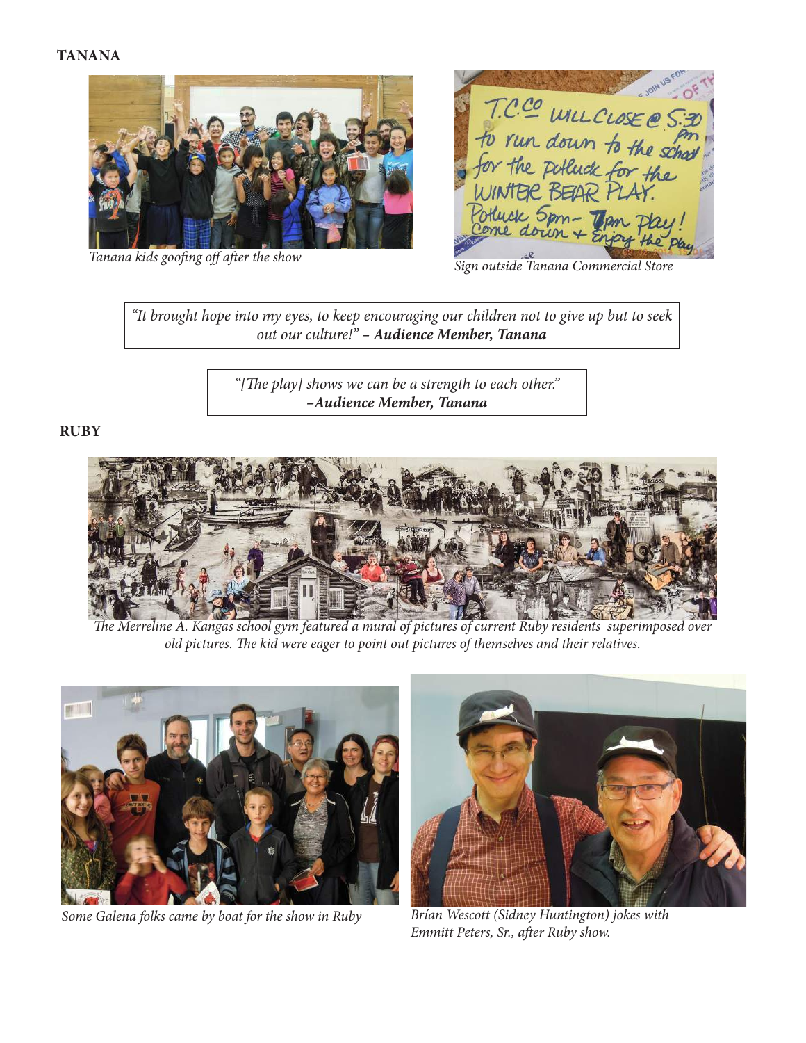**TANANA**

*Tanana kids goofing off after the show*

*Sign outside Tanana Commercial Store*

> *"It brought hope into my eyes, to keep encouraging our children not to give up but to seek out our culture!"* – ***Audience Member, Tanana***

> *"[The play] shows we can be a strength to each other."* ***–Audience Member, Tanana***

**RUBY**

*The Merreline A. Kangas school gym featured a mural of pictures of current Ruby residents superimposed over old pictures. The kid were eager to point out pictures of themselves and their relatives.*

*Some Galena folks came by boat for the show in Ruby*

*Brían Wescott (Sidney Huntington) jokes with Emmitt Peters, Sr., after Ruby show.*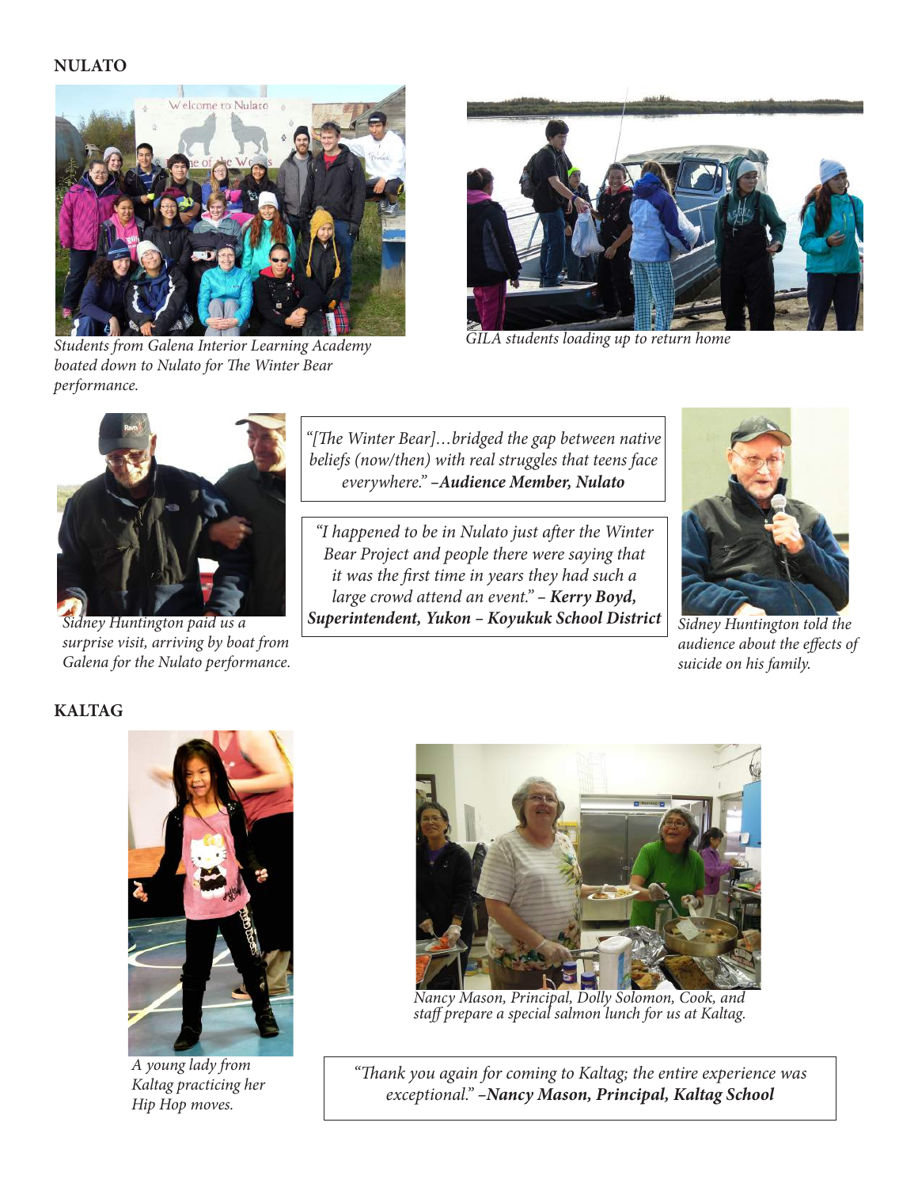## NULATO

*Students from Galena Interior Learning Academy boated down to Nulato for The Winter Bear performance.*

*GILA students loading up to return home*

*Sidney Huntington paid us a surprise visit, arriving by boat from Galena for the Nulato performance.*

*"[The Winter Bear]…bridged the gap between native beliefs (now/then) with real struggles that teens face everywhere." **–Audience Member, Nulato***

*"I happened to be in Nulato just after the Winter Bear Project and people there were saying that it was the first time in years they had such a large crowd attend an event." **– Kerry Boyd, Superintendent, Yukon – Koyukuk School District***

*Sidney Huntington told the audience about the effects of suicide on his family.*

## KALTAG

*A young lady from Kaltag practicing her Hip Hop moves.*

*Nancy Mason, Principal, Dolly Solomon, Cook, and staff prepare a special salmon lunch for us at Kaltag.*

*"Thank you again for coming to Kaltag; the entire experience was exceptional." **–Nancy Mason, Principal, Kaltag School***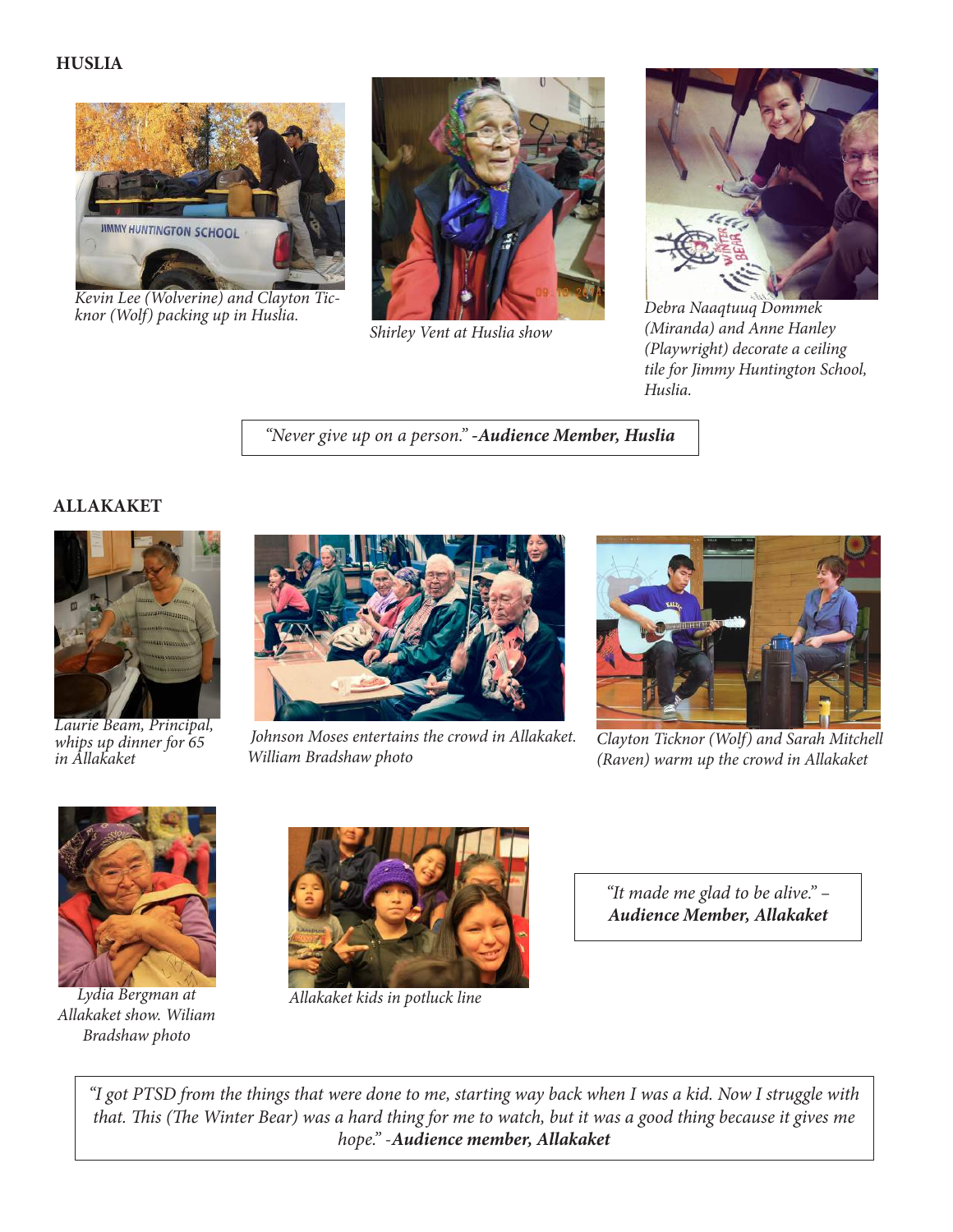## HUSLIA

*Kevin Lee (Wolverine) and Clayton Ticknor (Wolf) packing up in Huslia.*

*Shirley Vent at Huslia show*

*Debra Naaqtuuq Dommek (Miranda) and Anne Hanley (Playwright) decorate a ceiling tile for Jimmy Huntington School, Huslia.*

> *"Never give up on a person."* ***-Audience Member, Huslia***

## ALLAKAKET

*Laurie Beam, Principal, whips up dinner for 65 in Allakaket*

*Johnson Moses entertains the crowd in Allakaket. William Bradshaw photo*

*Clayton Ticknor (Wolf) and Sarah Mitchell (Raven) warm up the crowd in Allakaket*

*Lydia Bergman at Allakaket show. Wiliam Bradshaw photo*

*Allakaket kids in potluck line*

> *"It made me glad to be alive." –* ***Audience Member, Allakaket***

> *"I got PTSD from the things that were done to me, starting way back when I was a kid. Now I struggle with that. This (The Winter Bear) was a hard thing for me to watch, but it was a good thing because it gives me hope."* ***-Audience member, Allakaket***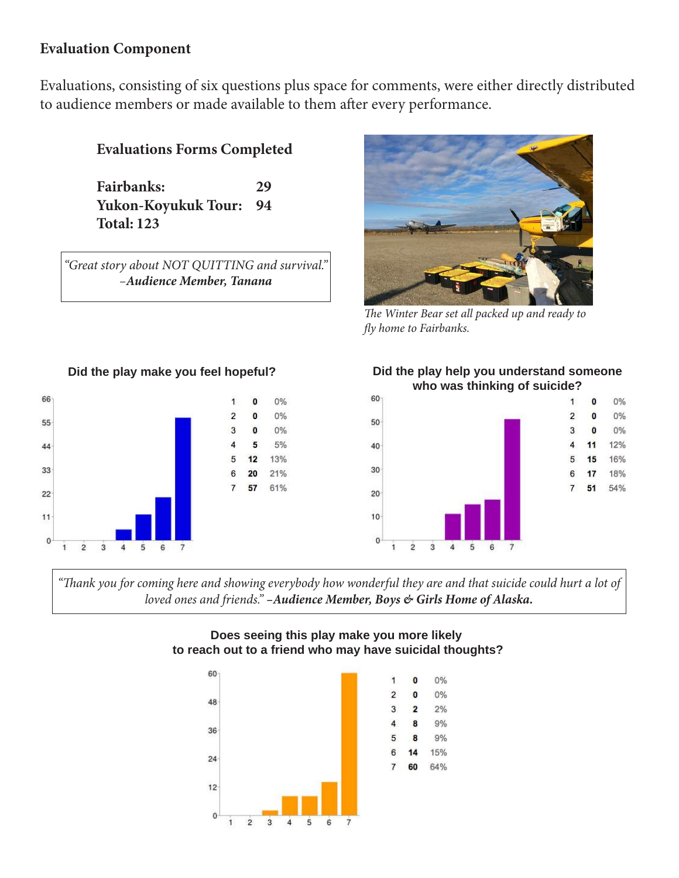## Evaluation Component

Evaluations, consisting of six questions plus space for comments, were either directly distributed to audience members or made available to them after every performance.

### Evaluations Forms Completed

**Fairbanks: 29**
**Yukon-Koyukuk Tour: 94**
**Total: 123**

> *"Great story about NOT QUITTING and survival."*
> *–**Audience Member, Tanana***

*The Winter Bear set all packed up and ready to fly home to Fairbanks.*

**Did the play make you feel hopeful?**

| Rating | Count | Percent |
|---|---|---|
| 1 | 0 | 0% |
| 2 | 0 | 0% |
| 3 | 0 | 0% |
| 4 | 5 | 5% |
| 5 | 12 | 13% |
| 6 | 20 | 21% |
| 7 | 57 | 61% |

**Did the play help you understand someone who was thinking of suicide?**

| Rating | Count | Percent |
|---|---|---|
| 1 | 0 | 0% |
| 2 | 0 | 0% |
| 3 | 0 | 0% |
| 4 | 11 | 12% |
| 5 | 15 | 16% |
| 6 | 17 | 18% |
| 7 | 51 | 54% |

> *"Thank you for coming here and showing everybody how wonderful they are and that suicide could hurt a lot of loved ones and friends." –**Audience Member, Boys & Girls Home of Alaska.***

**Does seeing this play make you more likely to reach out to a friend who may have suicidal thoughts?**

| Rating | Count | Percent |
|---|---|---|
| 1 | 0 | 0% |
| 2 | 0 | 0% |
| 3 | 2 | 2% |
| 4 | 8 | 9% |
| 5 | 8 | 9% |
| 6 | 14 | 15% |
| 7 | 60 | 64% |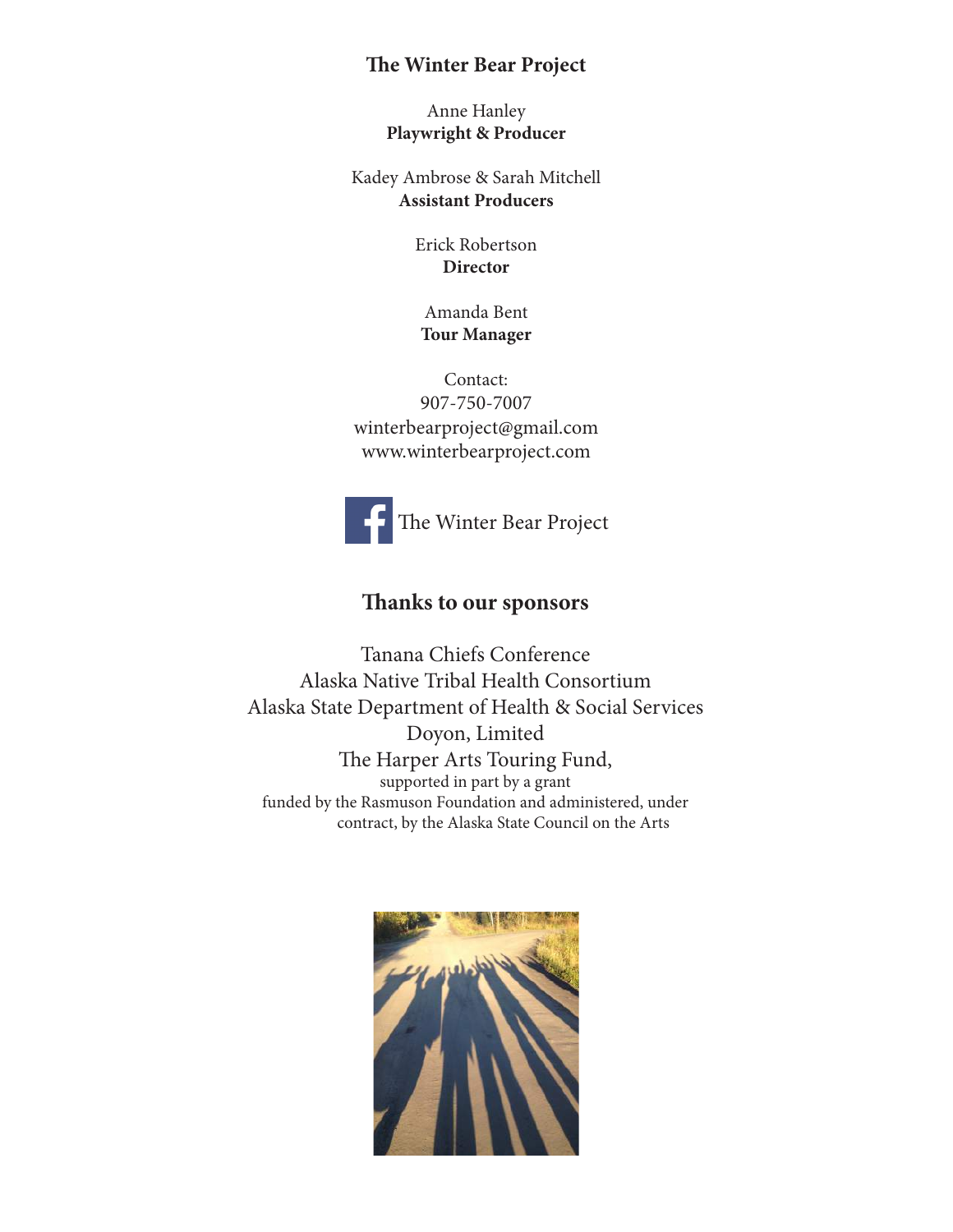## The Winter Bear Project

Anne Hanley
**Playwright & Producer**

Kadey Ambrose & Sarah Mitchell
**Assistant Producers**

Erick Robertson
**Director**

Amanda Bent
**Tour Manager**

Contact:
907-750-7007
winterbearproject@gmail.com
www.winterbearproject.com

The Winter Bear Project

## Thanks to our sponsors

Tanana Chiefs Conference
Alaska Native Tribal Health Consortium
Alaska State Department of Health & Social Services
Doyon, Limited
The Harper Arts Touring Fund,
supported in part by a grant
funded by the Rasmuson Foundation and administered, under
contract, by the Alaska State Council on the Arts